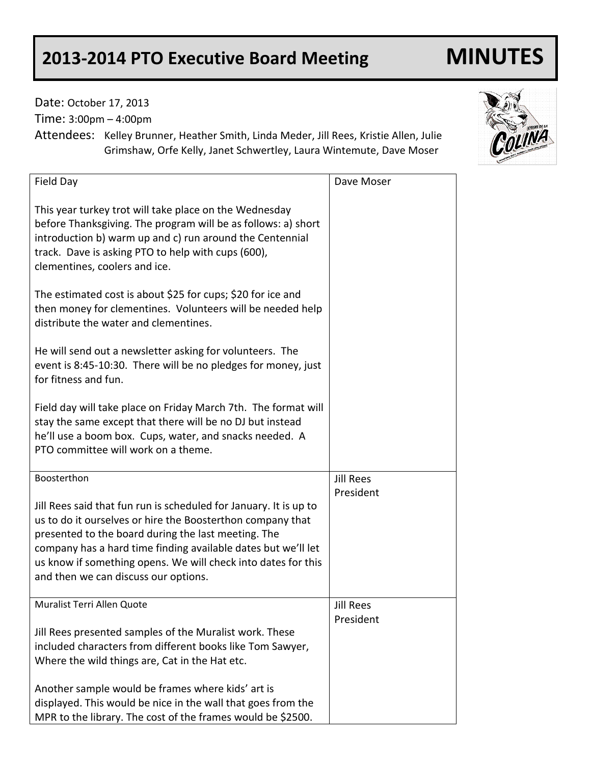# 2013-2014 PTO Executive Board Meeting — MINUTES

Date: October 17, 2013

Time: 3:00pm – 4:00pm

Attendees: Kelley Brunner, Heather Smith, Linda Meder, Jill Rees, Kristie Allen, Julie Grimshaw, Orfe Kelly, Janet Schwertley, Laura Wintemute, Dave Moser

| | |
|---|---|
| Field Day<br><br>This year turkey trot will take place on the Wednesday before Thanksgiving. The program will be as follows: a) short introduction b) warm up and c) run around the Centennial track. Dave is asking PTO to help with cups (600), clementines, coolers and ice.<br><br>The estimated cost is about \$25 for cups; \$20 for ice and then money for clementines. Volunteers will be needed help distribute the water and clementines.<br><br>He will send out a newsletter asking for volunteers. The event is 8:45-10:30. There will be no pledges for money, just for fitness and fun.<br><br>Field day will take place on Friday March 7th. The format will stay the same except that there will be no DJ but instead he'll use a boom box. Cups, water, and snacks needed. A PTO committee will work on a theme. | Dave Moser |
| Boosterthon<br><br>Jill Rees said that fun run is scheduled for January. It is up to us to do it ourselves or hire the Boosterthon company that presented to the board during the last meeting. The company has a hard time finding available dates but we'll let us know if something opens. We will check into dates for this and then we can discuss our options. | Jill Rees<br>President |
| Muralist Terri Allen Quote<br><br>Jill Rees presented samples of the Muralist work. These included characters from different books like Tom Sawyer, Where the wild things are, Cat in the Hat etc.<br><br>Another sample would be frames where kids' art is displayed. This would be nice in the wall that goes from the MPR to the library. The cost of the frames would be \$2500. | Jill Rees<br>President |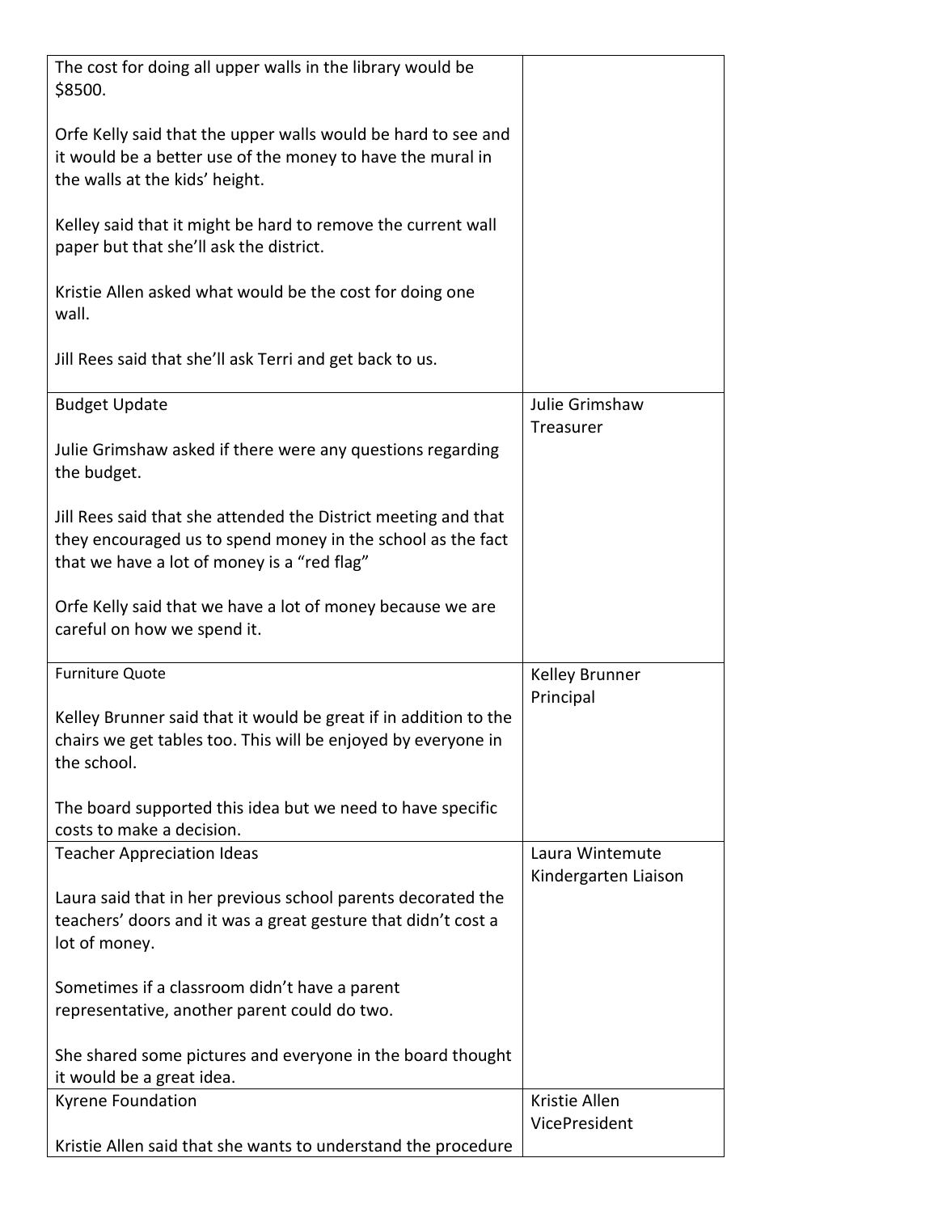| | |
|---|---|
| The cost for doing all upper walls in the library would be \$8500.<br><br>Orfe Kelly said that the upper walls would be hard to see and it would be a better use of the money to have the mural in the walls at the kids' height.<br><br>Kelley said that it might be hard to remove the current wall paper but that she'll ask the district.<br><br>Kristie Allen asked what would be the cost for doing one wall.<br><br>Jill Rees said that she'll ask Terri and get back to us. | |
| Budget Update<br><br>Julie Grimshaw asked if there were any questions regarding the budget.<br><br>Jill Rees said that she attended the District meeting and that they encouraged us to spend money in the school as the fact that we have a lot of money is a "red flag"<br><br>Orfe Kelly said that we have a lot of money because we are careful on how we spend it. | Julie Grimshaw<br>Treasurer |
| Furniture Quote<br><br>Kelley Brunner said that it would be great if in addition to the chairs we get tables too. This will be enjoyed by everyone in the school.<br><br>The board supported this idea but we need to have specific costs to make a decision. | Kelley Brunner<br>Principal |
| Teacher Appreciation Ideas<br><br>Laura said that in her previous school parents decorated the teachers' doors and it was a great gesture that didn't cost a lot of money.<br><br>Sometimes if a classroom didn't have a parent representative, another parent could do two.<br><br>She shared some pictures and everyone in the board thought it would be a great idea. | Laura Wintemute<br>Kindergarten Liaison |
| Kyrene Foundation<br><br>Kristie Allen said that she wants to understand the procedure | Kristie Allen<br>VicePresident |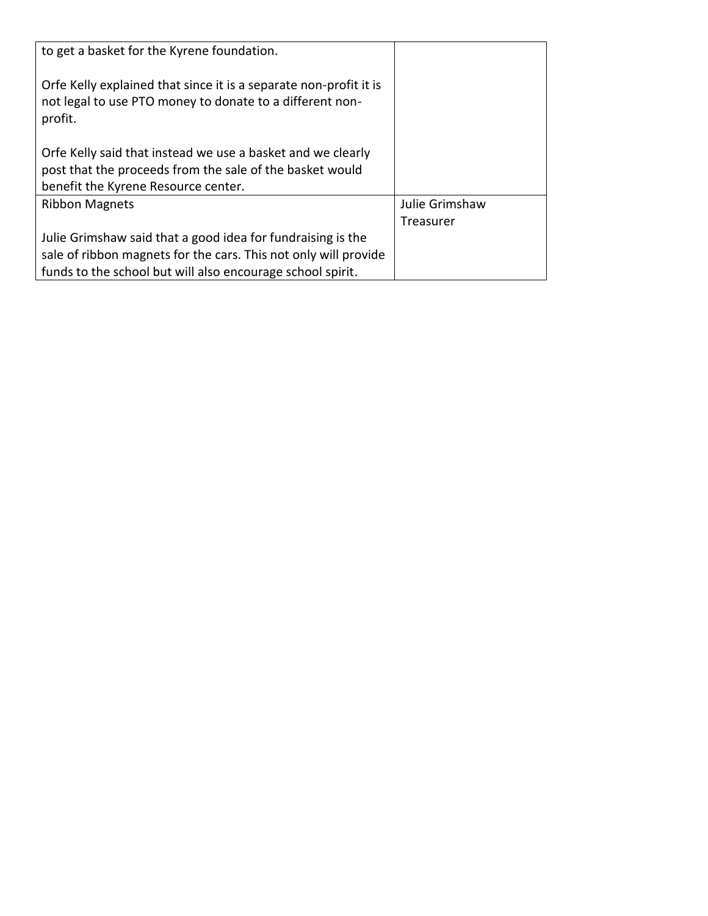| | |
|---|---|
| to get a basket for the Kyrene foundation.<br><br>Orfe Kelly explained that since it is a separate non-profit it is not legal to use PTO money to donate to a different non-profit.<br><br>Orfe Kelly said that instead we use a basket and we clearly post that the proceeds from the sale of the basket would benefit the Kyrene Resource center. | |
| Ribbon Magnets<br><br>Julie Grimshaw said that a good idea for fundraising is the sale of ribbon magnets for the cars. This not only will provide funds to the school but will also encourage school spirit. | Julie Grimshaw<br>Treasurer |